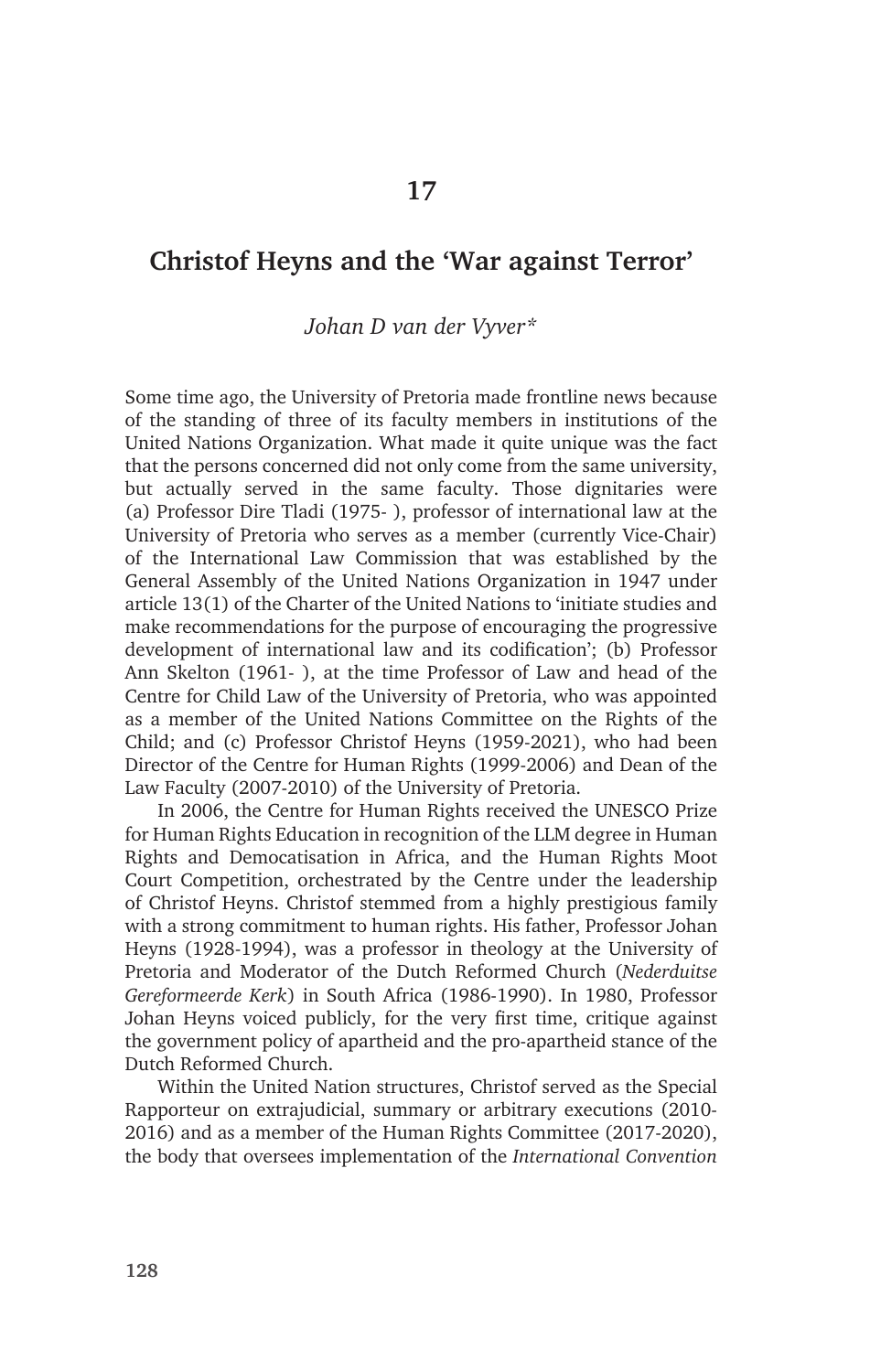# 17

## Christof Heyns and the 'War against Terror'

*Johan D van der Vyver\**

Some time ago, the University of Pretoria made frontline news because of the standing of three of its faculty members in institutions of the United Nations Organization. What made it quite unique was the fact that the persons concerned did not only come from the same university, but actually served in the same faculty. Those dignitaries were (a) Professor Dire Tladi (1975- ), professor of international law at the University of Pretoria who serves as a member (currently Vice-Chair) of the International Law Commission that was established by the General Assembly of the United Nations Organization in 1947 under article 13(1) of the Charter of the United Nations to 'initiate studies and make recommendations for the purpose of encouraging the progressive development of international law and its codification'; (b) Professor Ann Skelton (1961- ), at the time Professor of Law and head of the Centre for Child Law of the University of Pretoria, who was appointed as a member of the United Nations Committee on the Rights of the Child; and (c) Professor Christof Heyns (1959-2021), who had been Director of the Centre for Human Rights (1999-2006) and Dean of the Law Faculty (2007-2010) of the University of Pretoria.

In 2006, the Centre for Human Rights received the UNESCO Prize for Human Rights Education in recognition of the LLM degree in Human Rights and Democatisation in Africa, and the Human Rights Moot Court Competition, orchestrated by the Centre under the leadership of Christof Heyns. Christof stemmed from a highly prestigious family with a strong commitment to human rights. His father, Professor Johan Heyns (1928-1994), was a professor in theology at the University of Pretoria and Moderator of the Dutch Reformed Church (*Nederduitse Gereformeerde Kerk*) in South Africa (1986-1990). In 1980, Professor Johan Heyns voiced publicly, for the very first time, critique against the government policy of apartheid and the pro-apartheid stance of the Dutch Reformed Church.

Within the United Nation structures, Christof served as the Special Rapporteur on extrajudicial, summary or arbitrary executions (2010-2016) and as a member of the Human Rights Committee (2017-2020), the body that oversees implementation of the *International Convention*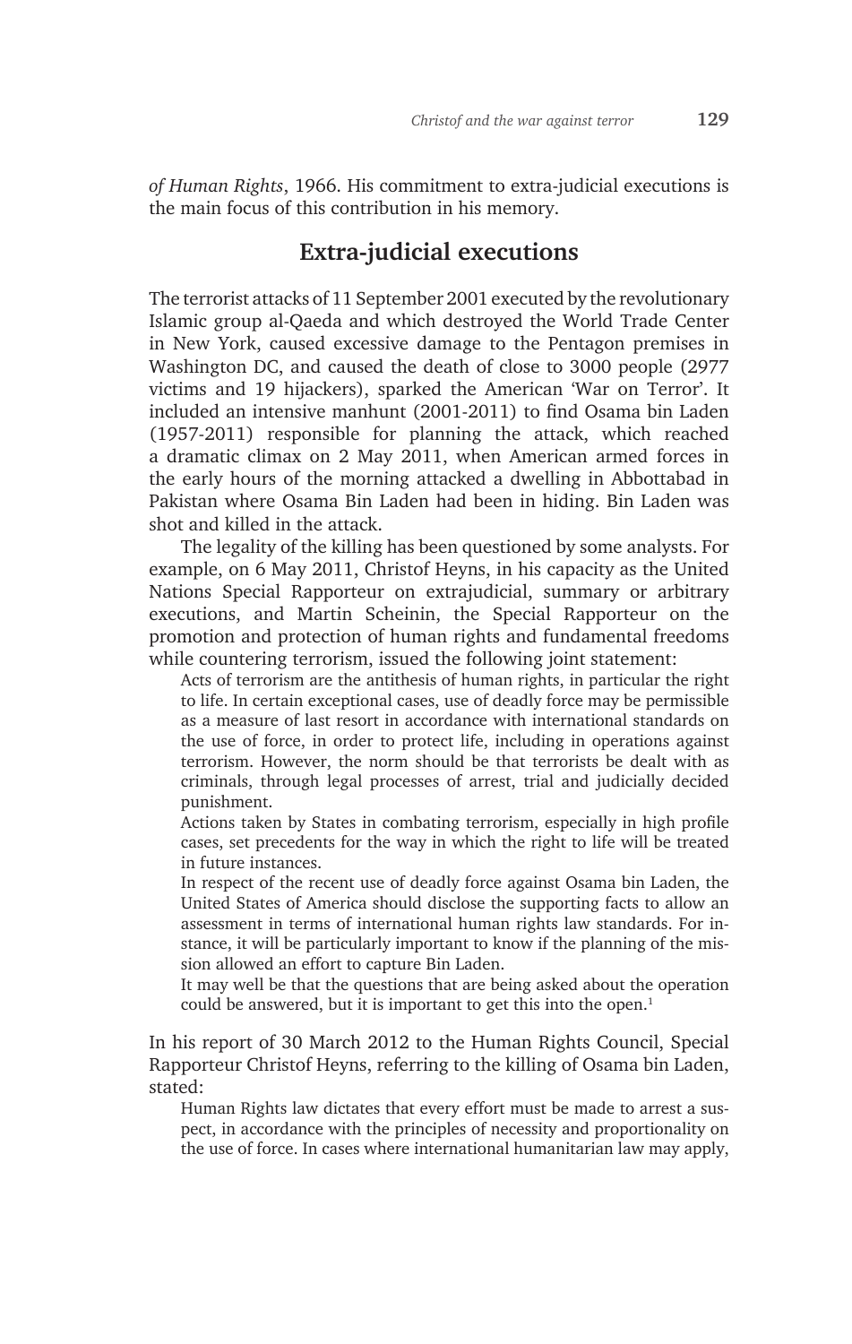*of Human Rights*, 1966. His commitment to extra-judicial executions is the main focus of this contribution in his memory.

## Extra-judicial executions

The terrorist attacks of 11 September 2001 executed by the revolutionary Islamic group al-Qaeda and which destroyed the World Trade Center in New York, caused excessive damage to the Pentagon premises in Washington DC, and caused the death of close to 3000 people (2977 victims and 19 hijackers), sparked the American 'War on Terror'. It included an intensive manhunt (2001-2011) to find Osama bin Laden (1957-2011) responsible for planning the attack, which reached a dramatic climax on 2 May 2011, when American armed forces in the early hours of the morning attacked a dwelling in Abbottabad in Pakistan where Osama Bin Laden had been in hiding. Bin Laden was shot and killed in the attack.

The legality of the killing has been questioned by some analysts. For example, on 6 May 2011, Christof Heyns, in his capacity as the United Nations Special Rapporteur on extrajudicial, summary or arbitrary executions, and Martin Scheinin, the Special Rapporteur on the promotion and protection of human rights and fundamental freedoms while countering terrorism, issued the following joint statement:

> Acts of terrorism are the antithesis of human rights, in particular the right to life. In certain exceptional cases, use of deadly force may be permissible as a measure of last resort in accordance with international standards on the use of force, in order to protect life, including in operations against terrorism. However, the norm should be that terrorists be dealt with as criminals, through legal processes of arrest, trial and judicially decided punishment.
>
> Actions taken by States in combating terrorism, especially in high profile cases, set precedents for the way in which the right to life will be treated in future instances.
>
> In respect of the recent use of deadly force against Osama bin Laden, the United States of America should disclose the supporting facts to allow an assessment in terms of international human rights law standards. For instance, it will be particularly important to know if the planning of the mission allowed an effort to capture Bin Laden.
>
> It may well be that the questions that are being asked about the operation could be answered, but it is important to get this into the open.[1]

In his report of 30 March 2012 to the Human Rights Council, Special Rapporteur Christof Heyns, referring to the killing of Osama bin Laden, stated:

> Human Rights law dictates that every effort must be made to arrest a suspect, in accordance with the principles of necessity and proportionality on the use of force. In cases where international humanitarian law may apply,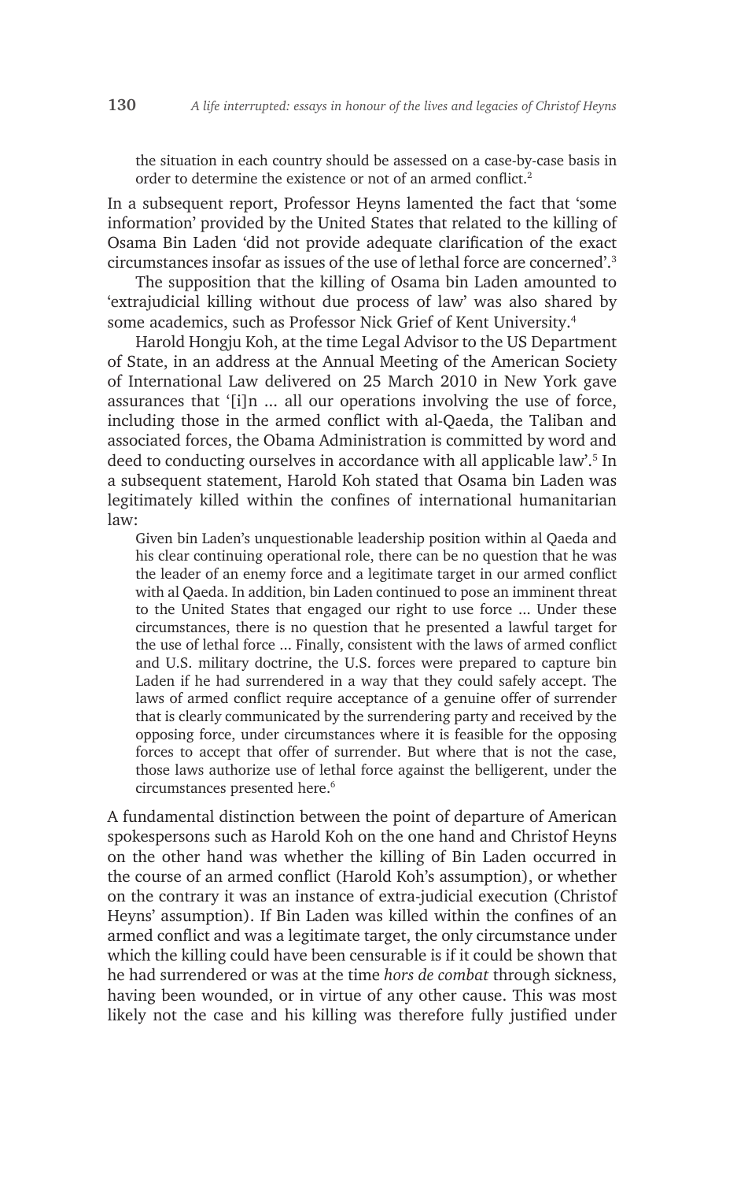> the situation in each country should be assessed on a case-by-case basis in order to determine the existence or not of an armed conflict.[2]

In a subsequent report, Professor Heyns lamented the fact that 'some information' provided by the United States that related to the killing of Osama Bin Laden 'did not provide adequate clarification of the exact circumstances insofar as issues of the use of lethal force are concerned'.[3]

The supposition that the killing of Osama bin Laden amounted to 'extrajudicial killing without due process of law' was also shared by some academics, such as Professor Nick Grief of Kent University.[4]

Harold Hongju Koh, at the time Legal Advisor to the US Department of State, in an address at the Annual Meeting of the American Society of International Law delivered on 25 March 2010 in New York gave assurances that '[i]n ... all our operations involving the use of force, including those in the armed conflict with al-Qaeda, the Taliban and associated forces, the Obama Administration is committed by word and deed to conducting ourselves in accordance with all applicable law'.[5] In a subsequent statement, Harold Koh stated that Osama bin Laden was legitimately killed within the confines of international humanitarian law:

> Given bin Laden's unquestionable leadership position within al Qaeda and his clear continuing operational role, there can be no question that he was the leader of an enemy force and a legitimate target in our armed conflict with al Qaeda. In addition, bin Laden continued to pose an imminent threat to the United States that engaged our right to use force ... Under these circumstances, there is no question that he presented a lawful target for the use of lethal force ... Finally, consistent with the laws of armed conflict and U.S. military doctrine, the U.S. forces were prepared to capture bin Laden if he had surrendered in a way that they could safely accept. The laws of armed conflict require acceptance of a genuine offer of surrender that is clearly communicated by the surrendering party and received by the opposing force, under circumstances where it is feasible for the opposing forces to accept that offer of surrender. But where that is not the case, those laws authorize use of lethal force against the belligerent, under the circumstances presented here.[6]

A fundamental distinction between the point of departure of American spokespersons such as Harold Koh on the one hand and Christof Heyns on the other hand was whether the killing of Bin Laden occurred in the course of an armed conflict (Harold Koh's assumption), or whether on the contrary it was an instance of extra-judicial execution (Christof Heyns' assumption). If Bin Laden was killed within the confines of an armed conflict and was a legitimate target, the only circumstance under which the killing could have been censurable is if it could be shown that he had surrendered or was at the time *hors de combat* through sickness, having been wounded, or in virtue of any other cause. This was most likely not the case and his killing was therefore fully justified under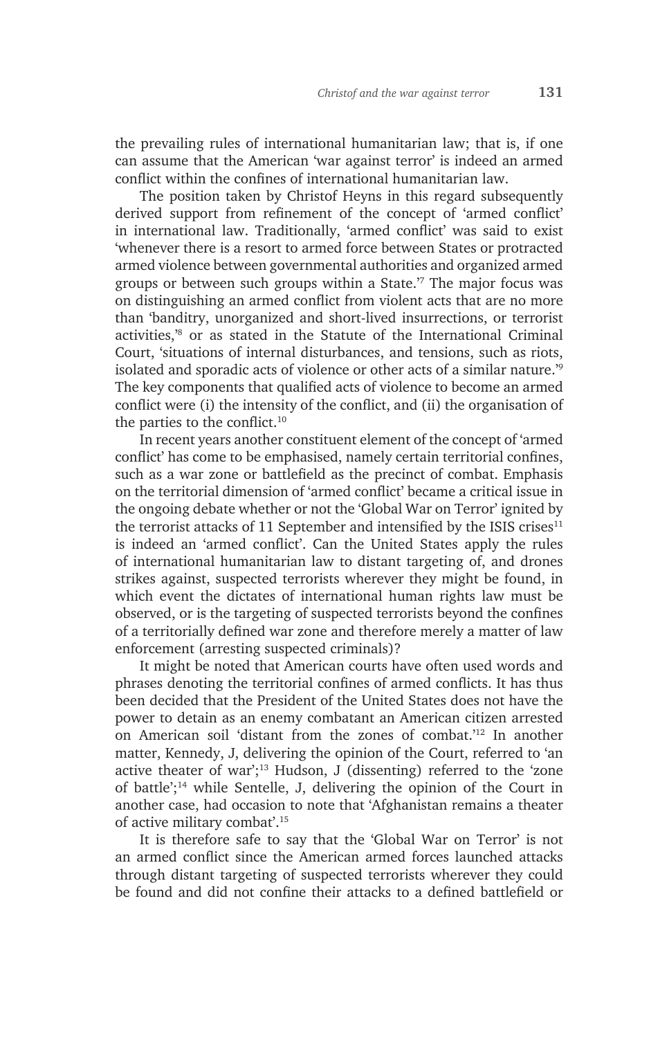the prevailing rules of international humanitarian law; that is, if one can assume that the American 'war against terror' is indeed an armed conflict within the confines of international humanitarian law.

The position taken by Christof Heyns in this regard subsequently derived support from refinement of the concept of 'armed conflict' in international law. Traditionally, 'armed conflict' was said to exist 'whenever there is a resort to armed force between States or protracted armed violence between governmental authorities and organized armed groups or between such groups within a State.'[7] The major focus was on distinguishing an armed conflict from violent acts that are no more than 'banditry, unorganized and short-lived insurrections, or terrorist activities,'[8] or as stated in the Statute of the International Criminal Court, 'situations of internal disturbances, and tensions, such as riots, isolated and sporadic acts of violence or other acts of a similar nature.'[9] The key components that qualified acts of violence to become an armed conflict were (i) the intensity of the conflict, and (ii) the organisation of the parties to the conflict.[10]

In recent years another constituent element of the concept of 'armed conflict' has come to be emphasised, namely certain territorial confines, such as a war zone or battlefield as the precinct of combat. Emphasis on the territorial dimension of 'armed conflict' became a critical issue in the ongoing debate whether or not the 'Global War on Terror' ignited by the terrorist attacks of 11 September and intensified by the ISIS crises[11] is indeed an 'armed conflict'. Can the United States apply the rules of international humanitarian law to distant targeting of, and drones strikes against, suspected terrorists wherever they might be found, in which event the dictates of international human rights law must be observed, or is the targeting of suspected terrorists beyond the confines of a territorially defined war zone and therefore merely a matter of law enforcement (arresting suspected criminals)?

It might be noted that American courts have often used words and phrases denoting the territorial confines of armed conflicts. It has thus been decided that the President of the United States does not have the power to detain as an enemy combatant an American citizen arrested on American soil 'distant from the zones of combat.'[12] In another matter, Kennedy, J, delivering the opinion of the Court, referred to 'an active theater of war';[13] Hudson, J (dissenting) referred to the 'zone of battle';[14] while Sentelle, J, delivering the opinion of the Court in another case, had occasion to note that 'Afghanistan remains a theater of active military combat'.[15]

It is therefore safe to say that the 'Global War on Terror' is not an armed conflict since the American armed forces launched attacks through distant targeting of suspected terrorists wherever they could be found and did not confine their attacks to a defined battlefield or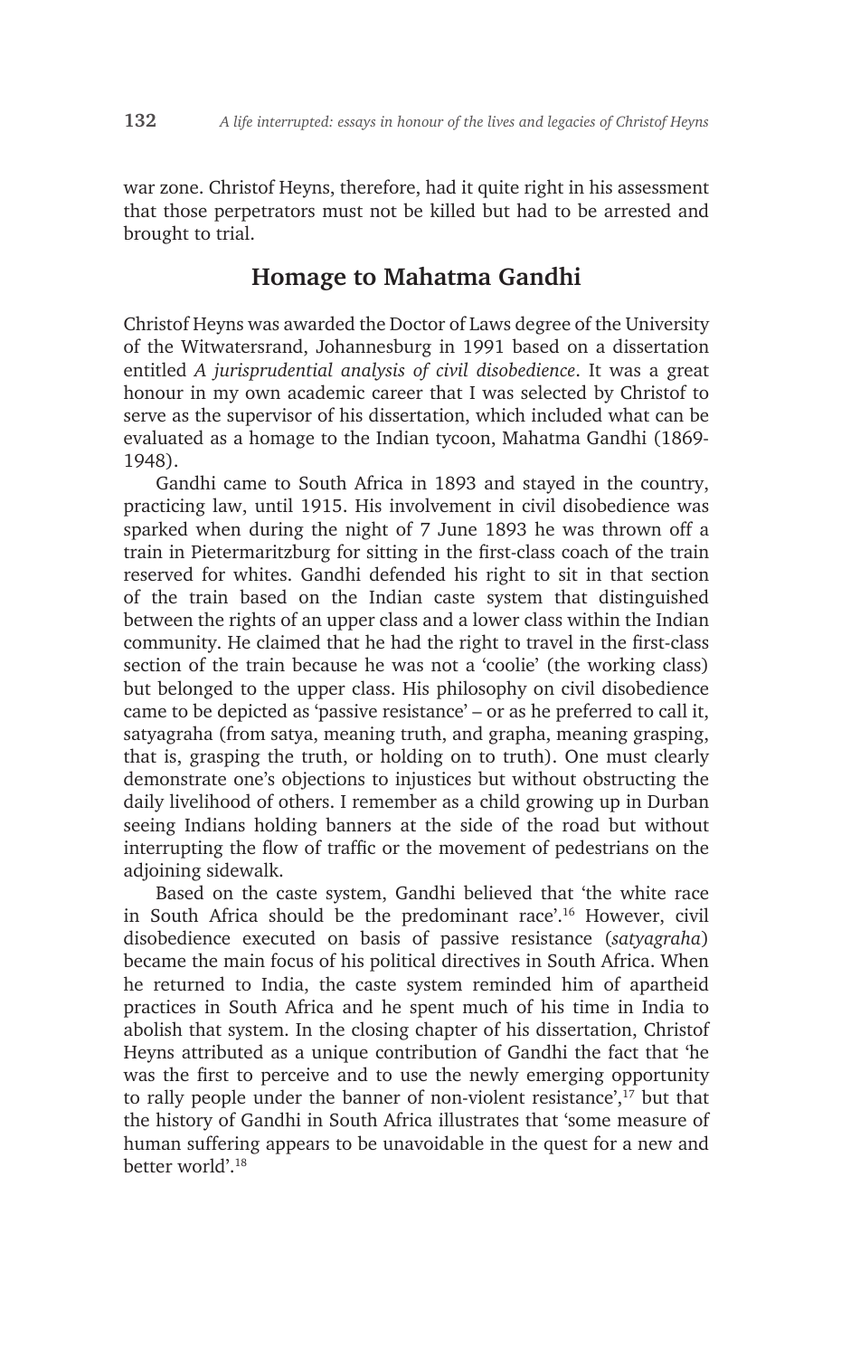war zone. Christof Heyns, therefore, had it quite right in his assessment that those perpetrators must not be killed but had to be arrested and brought to trial.

## Homage to Mahatma Gandhi

Christof Heyns was awarded the Doctor of Laws degree of the University of the Witwatersrand, Johannesburg in 1991 based on a dissertation entitled *A jurisprudential analysis of civil disobedience*. It was a great honour in my own academic career that I was selected by Christof to serve as the supervisor of his dissertation, which included what can be evaluated as a homage to the Indian tycoon, Mahatma Gandhi (1869-1948).

Gandhi came to South Africa in 1893 and stayed in the country, practicing law, until 1915. His involvement in civil disobedience was sparked when during the night of 7 June 1893 he was thrown off a train in Pietermaritzburg for sitting in the first-class coach of the train reserved for whites. Gandhi defended his right to sit in that section of the train based on the Indian caste system that distinguished between the rights of an upper class and a lower class within the Indian community. He claimed that he had the right to travel in the first-class section of the train because he was not a 'coolie' (the working class) but belonged to the upper class. His philosophy on civil disobedience came to be depicted as 'passive resistance' – or as he preferred to call it, satyagraha (from satya, meaning truth, and grapha, meaning grasping, that is, grasping the truth, or holding on to truth). One must clearly demonstrate one's objections to injustices but without obstructing the daily livelihood of others. I remember as a child growing up in Durban seeing Indians holding banners at the side of the road but without interrupting the flow of traffic or the movement of pedestrians on the adjoining sidewalk.

Based on the caste system, Gandhi believed that 'the white race in South Africa should be the predominant race'.[16] However, civil disobedience executed on basis of passive resistance (*satyagraha*) became the main focus of his political directives in South Africa. When he returned to India, the caste system reminded him of apartheid practices in South Africa and he spent much of his time in India to abolish that system. In the closing chapter of his dissertation, Christof Heyns attributed as a unique contribution of Gandhi the fact that 'he was the first to perceive and to use the newly emerging opportunity to rally people under the banner of non-violent resistance',[17] but that the history of Gandhi in South Africa illustrates that 'some measure of human suffering appears to be unavoidable in the quest for a new and better world'.[18]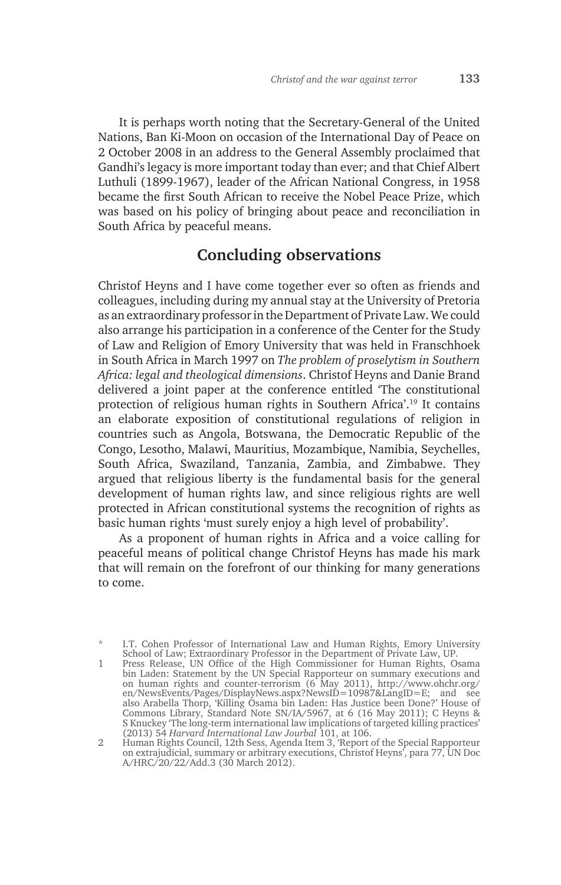It is perhaps worth noting that the Secretary-General of the United Nations, Ban Ki-Moon on occasion of the International Day of Peace on 2 October 2008 in an address to the General Assembly proclaimed that Gandhi's legacy is more important today than ever; and that Chief Albert Luthuli (1899-1967), leader of the African National Congress, in 1958 became the first South African to receive the Nobel Peace Prize, which was based on his policy of bringing about peace and reconciliation in South Africa by peaceful means.

## Concluding observations

Christof Heyns and I have come together ever so often as friends and colleagues, including during my annual stay at the University of Pretoria as an extraordinary professor in the Department of Private Law. We could also arrange his participation in a conference of the Center for the Study of Law and Religion of Emory University that was held in Franschhoek in South Africa in March 1997 on *The problem of proselytism in Southern Africa: legal and theological dimensions*. Christof Heyns and Danie Brand delivered a joint paper at the conference entitled 'The constitutional protection of religious human rights in Southern Africa'.[19] It contains an elaborate exposition of constitutional regulations of religion in countries such as Angola, Botswana, the Democratic Republic of the Congo, Lesotho, Malawi, Mauritius, Mozambique, Namibia, Seychelles, South Africa, Swaziland, Tanzania, Zambia, and Zimbabwe. They argued that religious liberty is the fundamental basis for the general development of human rights law, and since religious rights are well protected in African constitutional systems the recognition of rights as basic human rights 'must surely enjoy a high level of probability'.

As a proponent of human rights in Africa and a voice calling for peaceful means of political change Christof Heyns has made his mark that will remain on the forefront of our thinking for many generations to come.

---

\* I.T. Cohen Professor of International Law and Human Rights, Emory University School of Law; Extraordinary Professor in the Department of Private Law, UP.

1 Press Release, UN Office of the High Commissioner for Human Rights, Osama bin Laden: Statement by the UN Special Rapporteur on summary executions and on human rights and counter-terrorism (6 May 2011), http://www.ohchr.org/en/NewsEvents/Pages/DisplayNews.aspx?NewsID=10987&LangID=E; and see also Arabella Thorp, 'Killing Osama bin Laden: Has Justice been Done?' House of Commons Library, Standard Note SN/IA/5967, at 6 (16 May 2011); C Heyns & S Knuckey 'The long-term international law implications of targeted killing practices' (2013) 54 *Harvard International Law Jourbal* 101, at 106.

2 Human Rights Council, 12th Sess, Agenda Item 3, 'Report of the Special Rapporteur on extrajudicial, summary or arbitrary executions, Christof Heyns', para 77, UN Doc A/HRC/20/22/Add.3 (30 March 2012).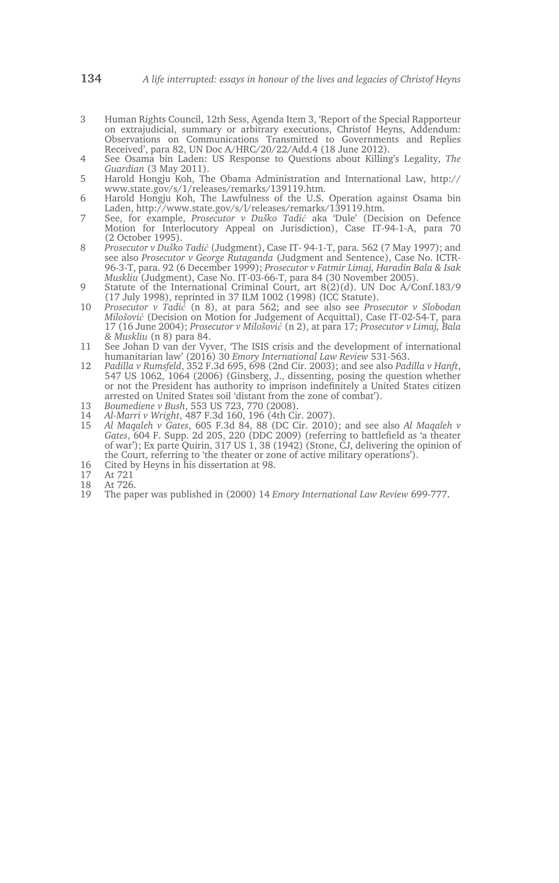3 Human Rights Council, 12th Sess, Agenda Item 3, 'Report of the Special Rapporteur on extrajudicial, summary or arbitrary executions, Christof Heyns, Addendum: Observations on Communications Transmitted to Governments and Replies Received', para 82, UN Doc A/HRC/20/22/Add.4 (18 June 2012).

4 See Osama bin Laden: US Response to Questions about Killing's Legality, *The Guardian* (3 May 2011).

5 Harold Hongju Koh, The Obama Administration and International Law, http://www.state.gov/s/1/releases/remarks/139119.htm.

6 Harold Hongju Koh, The Lawfulness of the U.S. Operation against Osama bin Laden, http://www.state.gov/s/l/releases/remarks/139119.htm.

7 See, for example, *Prosecutor v Duško Tadić* aka 'Dule' (Decision on Defence Motion for Interlocutory Appeal on Jurisdiction), Case IT-94-1-A, para 70 (2 October 1995).

8 *Prosecutor v Duško Tadić* (Judgment), Case IT- 94-1-T, para. 562 (7 May 1997); and see also *Prosecutor v George Rutaganda* (Judgment and Sentence), Case No. ICTR-96-3-T, para. 92 (6 December 1999); *Prosecutor v Fatmir Limaj, Haradin Bala & Isak Muskliu* (Judgment), Case No. IT-03-66-T, para 84 (30 November 2005).

9 Statute of the International Criminal Court, art 8(2)(d). UN Doc A/Conf.183/9 (17 July 1998), reprinted in 37 ILM 1002 (1998) (ICC Statute).

10 *Prosecutor v Tadić* (n 8), at para 562; and see also see *Prosecutor v Slobodan Milošović* (Decision on Motion for Judgement of Acquittal), Case IT-02-54-T, para 17 (16 June 2004); *Prosecutor v Milošović* (n 2), at para 17; *Prosecutor v Limaj, Bala & Muskliu* (n 8) para 84.

11 See Johan D van der Vyver, 'The ISIS crisis and the development of international humanitarian law' (2016) 30 *Emory International Law Review* 531-563.

12 *Padilla v Rumsfeld*, 352 F.3d 695, 698 (2nd Cir. 2003); and see also *Padilla v Hanft*, 547 US 1062, 1064 (2006) (Ginsberg, J., dissenting, posing the question whether or not the President has authority to imprison indefinitely a United States citizen arrested on United States soil 'distant from the zone of combat').

13 *Boumediene v Bush*, 553 US 723, 770 (2008).

14 *Al-Marri v Wright*, 487 F.3d 160, 196 (4th Cir. 2007).

15 *Al Maqaleh v Gates*, 605 F.3d 84, 88 (DC Cir. 2010); and see also *Al Maqaleh v Gates*, 604 F. Supp. 2d 205, 220 (DDC 2009) (referring to battlefield as 'a theater of war'); Ex parte Quirin, 317 US 1, 38 (1942) (Stone, CJ, delivering the opinion of the Court, referring to 'the theater or zone of active military operations').

16 Cited by Heyns in his dissertation at 98.

17 At 721

18 At 726.

19 The paper was published in (2000) 14 *Emory International Law Review* 699-777.